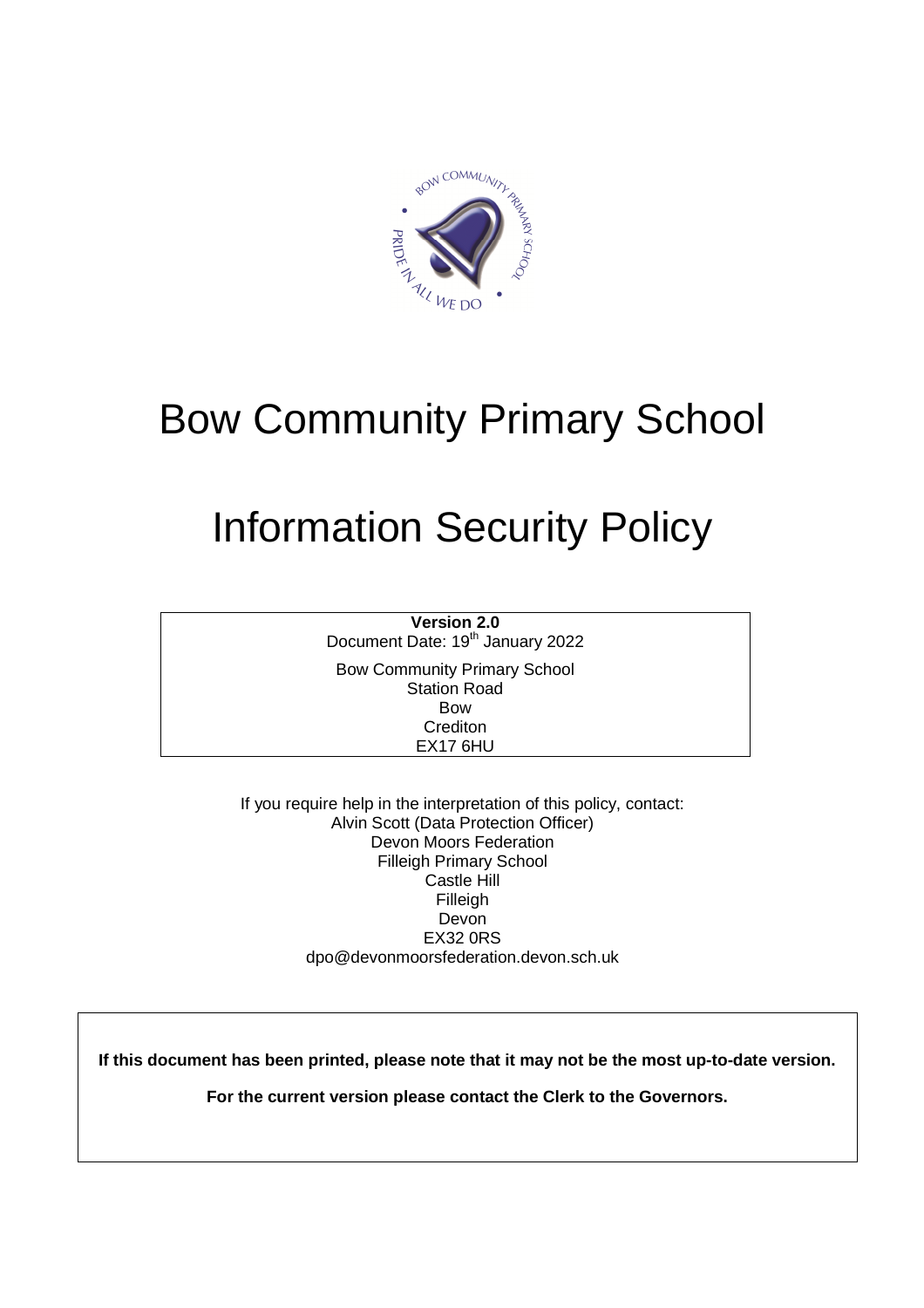# Bow Community Primary School

# Information Security Policy

**Version 2.0**
Document Date: 19th January 2022

Bow Community Primary School
Station Road
Bow
Crediton
EX17 6HU

If you require help in the interpretation of this policy, contact:
Alvin Scott (Data Protection Officer)
Devon Moors Federation
Filleigh Primary School
Castle Hill
Filleigh
Devon
EX32 0RS
dpo@devonmoorsfederation.devon.sch.uk

**If this document has been printed, please note that it may not be the most up-to-date version.**

**For the current version please contact the Clerk to the Governors.**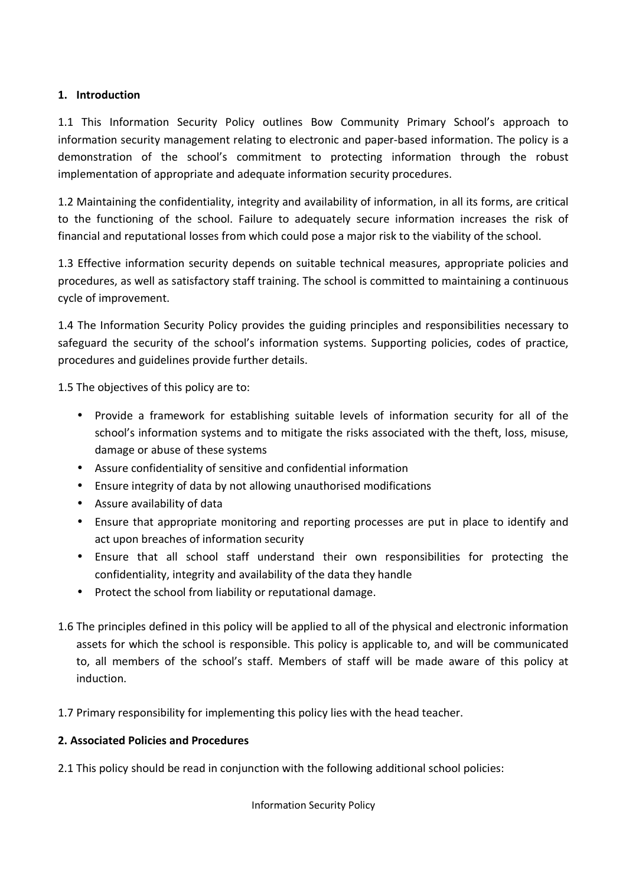## 1. Introduction

1.1 This Information Security Policy outlines Bow Community Primary School's approach to information security management relating to electronic and paper-based information. The policy is a demonstration of the school's commitment to protecting information through the robust implementation of appropriate and adequate information security procedures.

1.2 Maintaining the confidentiality, integrity and availability of information, in all its forms, are critical to the functioning of the school. Failure to adequately secure information increases the risk of financial and reputational losses from which could pose a major risk to the viability of the school.

1.3 Effective information security depends on suitable technical measures, appropriate policies and procedures, as well as satisfactory staff training. The school is committed to maintaining a continuous cycle of improvement.

1.4 The Information Security Policy provides the guiding principles and responsibilities necessary to safeguard the security of the school's information systems. Supporting policies, codes of practice, procedures and guidelines provide further details.

1.5 The objectives of this policy are to:

- Provide a framework for establishing suitable levels of information security for all of the school's information systems and to mitigate the risks associated with the theft, loss, misuse, damage or abuse of these systems
- Assure confidentiality of sensitive and confidential information
- Ensure integrity of data by not allowing unauthorised modifications
- Assure availability of data
- Ensure that appropriate monitoring and reporting processes are put in place to identify and act upon breaches of information security
- Ensure that all school staff understand their own responsibilities for protecting the confidentiality, integrity and availability of the data they handle
- Protect the school from liability or reputational damage.

1.6 The principles defined in this policy will be applied to all of the physical and electronic information assets for which the school is responsible. This policy is applicable to, and will be communicated to, all members of the school's staff. Members of staff will be made aware of this policy at induction.

1.7 Primary responsibility for implementing this policy lies with the head teacher.

## 2. Associated Policies and Procedures

2.1 This policy should be read in conjunction with the following additional school policies: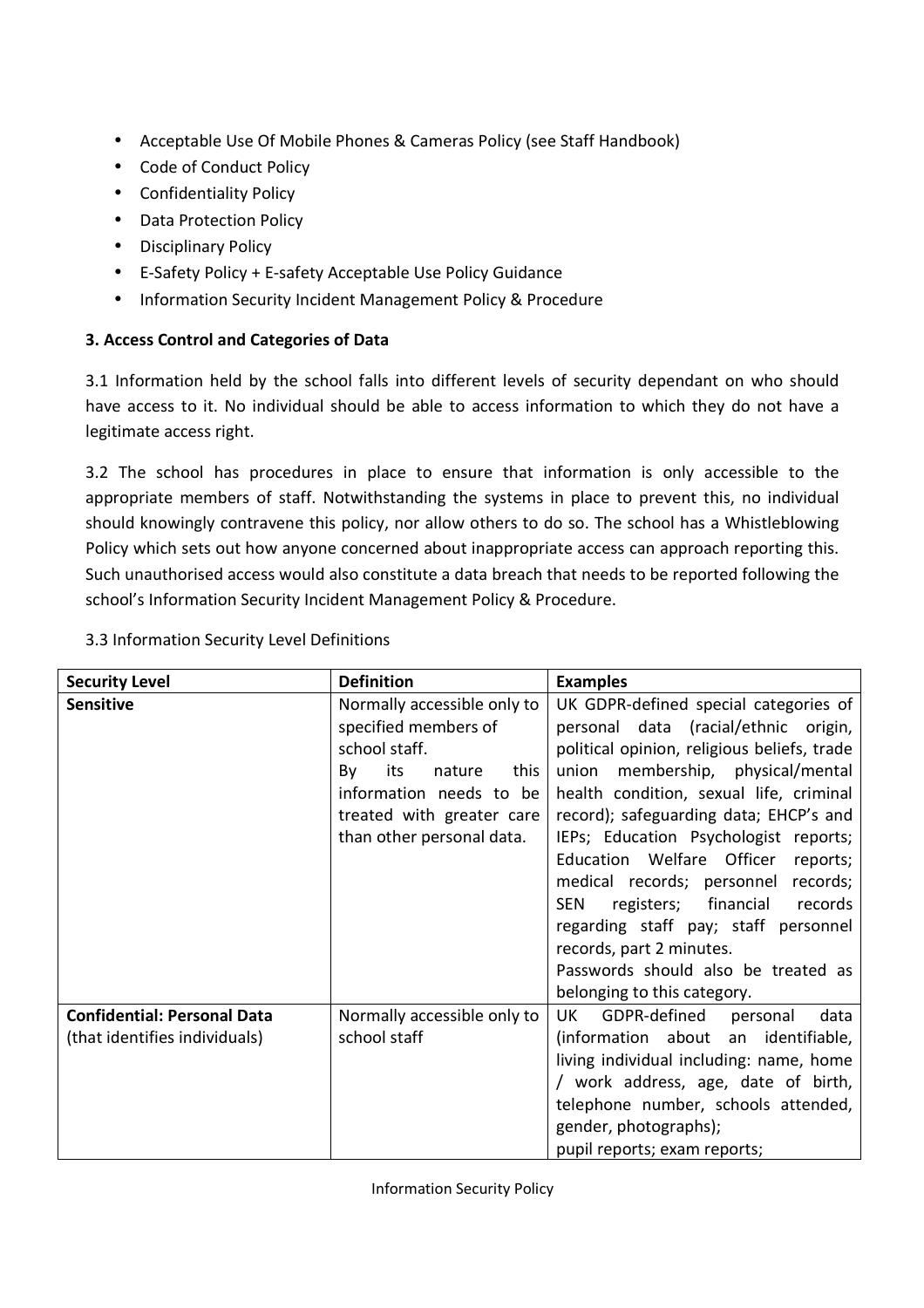- Acceptable Use Of Mobile Phones & Cameras Policy (see Staff Handbook)
- Code of Conduct Policy
- Confidentiality Policy
- Data Protection Policy
- Disciplinary Policy
- E-Safety Policy + E-safety Acceptable Use Policy Guidance
- Information Security Incident Management Policy & Procedure

**3. Access Control and Categories of Data**

3.1 Information held by the school falls into different levels of security dependant on who should have access to it. No individual should be able to access information to which they do not have a legitimate access right.

3.2 The school has procedures in place to ensure that information is only accessible to the appropriate members of staff. Notwithstanding the systems in place to prevent this, no individual should knowingly contravene this policy, nor allow others to do so. The school has a Whistleblowing Policy which sets out how anyone concerned about inappropriate access can approach reporting this. Such unauthorised access would also constitute a data breach that needs to be reported following the school's Information Security Incident Management Policy & Procedure.

3.3 Information Security Level Definitions

| **Security Level** | **Definition** | **Examples** |
|---|---|---|
| **Sensitive** | Normally accessible only to specified members of school staff. By its nature this information needs to be treated with greater care than other personal data. | UK GDPR-defined special categories of personal data (racial/ethnic origin, political opinion, religious beliefs, trade union membership, physical/mental health condition, sexual life, criminal record); safeguarding data; EHCP's and IEPs; Education Psychologist reports; Education Welfare Officer reports; medical records; personnel records; SEN registers; financial records regarding staff pay; staff personnel records, part 2 minutes. Passwords should also be treated as belonging to this category. |
| **Confidential: Personal Data** (that identifies individuals) | Normally accessible only to school staff | UK GDPR-defined personal data (information about an identifiable, living individual including: name, home / work address, age, date of birth, telephone number, schools attended, gender, photographs); pupil reports; exam reports; |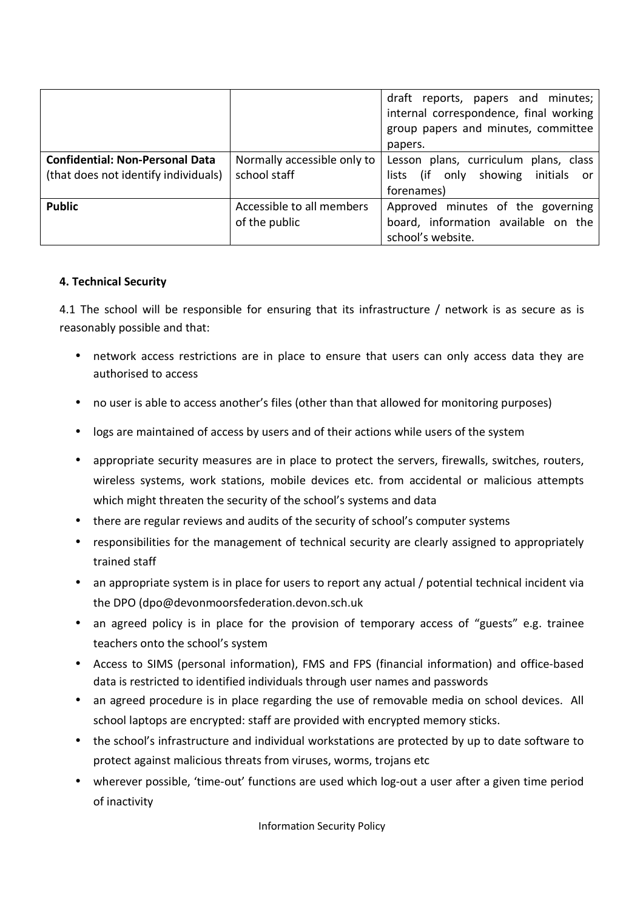| | | |
|---|---|---|
| | | draft reports, papers and minutes; internal correspondence, final working group papers and minutes, committee papers. |
| **Confidential: Non-Personal Data** (that does not identify individuals) | Normally accessible only to school staff | Lesson plans, curriculum plans, class lists (if only showing initials or forenames) |
| **Public** | Accessible to all members of the public | Approved minutes of the governing board, information available on the school's website. |

**4. Technical Security**

4.1 The school will be responsible for ensuring that its infrastructure / network is as secure as is reasonably possible and that:

- network access restrictions are in place to ensure that users can only access data they are authorised to access
- no user is able to access another's files (other than that allowed for monitoring purposes)
- logs are maintained of access by users and of their actions while users of the system
- appropriate security measures are in place to protect the servers, firewalls, switches, routers, wireless systems, work stations, mobile devices etc. from accidental or malicious attempts which might threaten the security of the school's systems and data
- there are regular reviews and audits of the security of school's computer systems
- responsibilities for the management of technical security are clearly assigned to appropriately trained staff
- an appropriate system is in place for users to report any actual / potential technical incident via the DPO (dpo@devonmoorsfederation.devon.sch.uk
- an agreed policy is in place for the provision of temporary access of "guests" e.g. trainee teachers onto the school's system
- Access to SIMS (personal information), FMS and FPS (financial information) and office-based data is restricted to identified individuals through user names and passwords
- an agreed procedure is in place regarding the use of removable media on school devices. All school laptops are encrypted: staff are provided with encrypted memory sticks.
- the school's infrastructure and individual workstations are protected by up to date software to protect against malicious threats from viruses, worms, trojans etc
- wherever possible, 'time-out' functions are used which log-out a user after a given time period of inactivity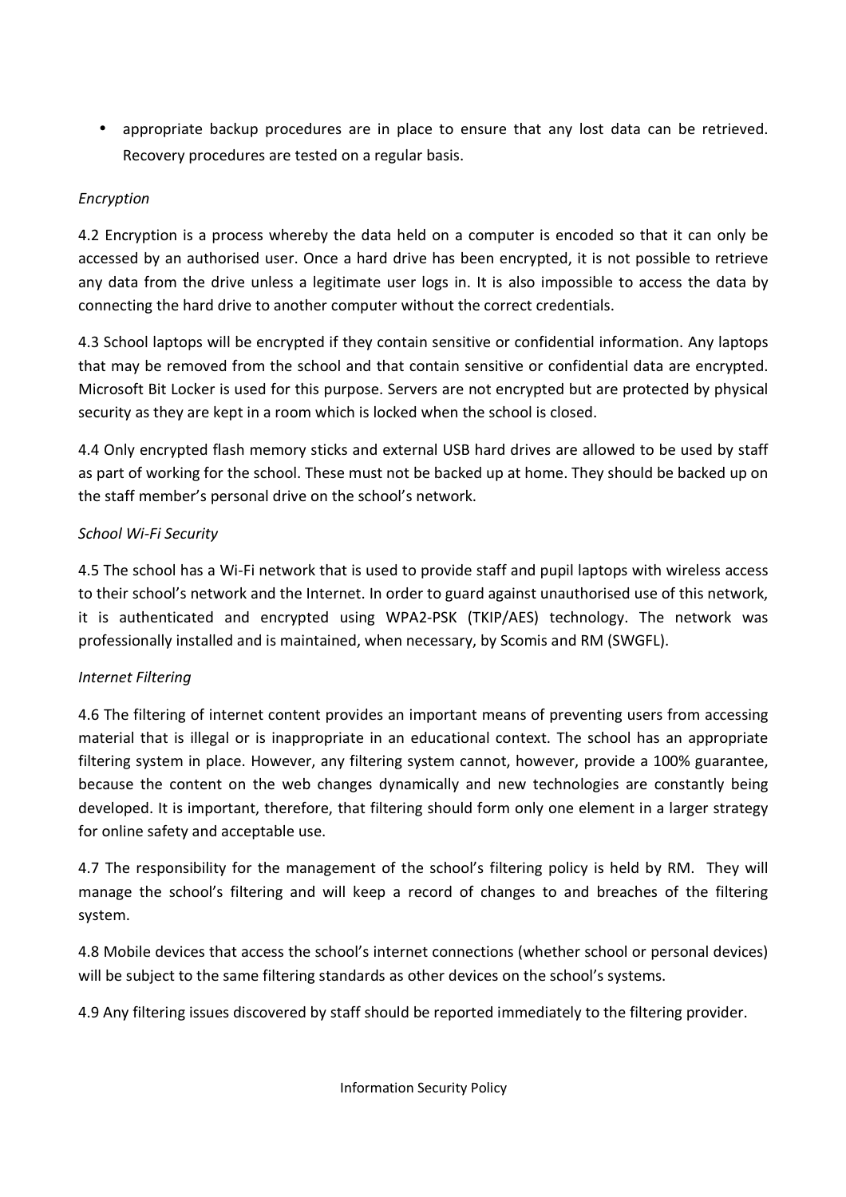- appropriate backup procedures are in place to ensure that any lost data can be retrieved. Recovery procedures are tested on a regular basis.

*Encryption*

4.2 Encryption is a process whereby the data held on a computer is encoded so that it can only be accessed by an authorised user. Once a hard drive has been encrypted, it is not possible to retrieve any data from the drive unless a legitimate user logs in. It is also impossible to access the data by connecting the hard drive to another computer without the correct credentials.

4.3 School laptops will be encrypted if they contain sensitive or confidential information. Any laptops that may be removed from the school and that contain sensitive or confidential data are encrypted. Microsoft Bit Locker is used for this purpose. Servers are not encrypted but are protected by physical security as they are kept in a room which is locked when the school is closed.

4.4 Only encrypted flash memory sticks and external USB hard drives are allowed to be used by staff as part of working for the school. These must not be backed up at home. They should be backed up on the staff member's personal drive on the school's network.

*School Wi-Fi Security*

4.5 The school has a Wi-Fi network that is used to provide staff and pupil laptops with wireless access to their school's network and the Internet. In order to guard against unauthorised use of this network, it is authenticated and encrypted using WPA2-PSK (TKIP/AES) technology. The network was professionally installed and is maintained, when necessary, by Scomis and RM (SWGFL).

*Internet Filtering*

4.6 The filtering of internet content provides an important means of preventing users from accessing material that is illegal or is inappropriate in an educational context. The school has an appropriate filtering system in place. However, any filtering system cannot, however, provide a 100% guarantee, because the content on the web changes dynamically and new technologies are constantly being developed. It is important, therefore, that filtering should form only one element in a larger strategy for online safety and acceptable use.

4.7 The responsibility for the management of the school's filtering policy is held by RM. They will manage the school's filtering and will keep a record of changes to and breaches of the filtering system.

4.8 Mobile devices that access the school's internet connections (whether school or personal devices) will be subject to the same filtering standards as other devices on the school's systems.

4.9 Any filtering issues discovered by staff should be reported immediately to the filtering provider.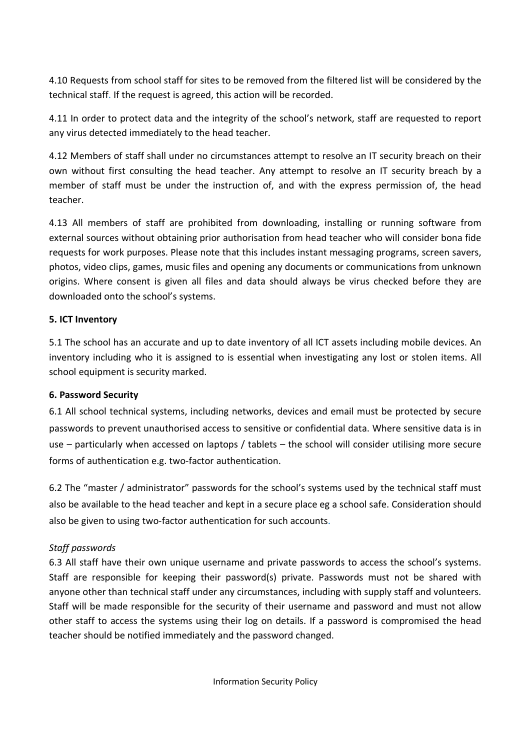4.10 Requests from school staff for sites to be removed from the filtered list will be considered by the technical staff. If the request is agreed, this action will be recorded.

4.11 In order to protect data and the integrity of the school's network, staff are requested to report any virus detected immediately to the head teacher.

4.12 Members of staff shall under no circumstances attempt to resolve an IT security breach on their own without first consulting the head teacher. Any attempt to resolve an IT security breach by a member of staff must be under the instruction of, and with the express permission of, the head teacher.

4.13 All members of staff are prohibited from downloading, installing or running software from external sources without obtaining prior authorisation from head teacher who will consider bona fide requests for work purposes. Please note that this includes instant messaging programs, screen savers, photos, video clips, games, music files and opening any documents or communications from unknown origins. Where consent is given all files and data should always be virus checked before they are downloaded onto the school's systems.

**5. ICT Inventory**

5.1 The school has an accurate and up to date inventory of all ICT assets including mobile devices. An inventory including who it is assigned to is essential when investigating any lost or stolen items. All school equipment is security marked.

**6. Password Security**

6.1 All school technical systems, including networks, devices and email must be protected by secure passwords to prevent unauthorised access to sensitive or confidential data. Where sensitive data is in use – particularly when accessed on laptops / tablets – the school will consider utilising more secure forms of authentication e.g. two-factor authentication.

6.2 The "master / administrator" passwords for the school's systems used by the technical staff must also be available to the head teacher and kept in a secure place eg a school safe. Consideration should also be given to using two-factor authentication for such accounts.

*Staff passwords*

6.3 All staff have their own unique username and private passwords to access the school's systems. Staff are responsible for keeping their password(s) private. Passwords must not be shared with anyone other than technical staff under any circumstances, including with supply staff and volunteers. Staff will be made responsible for the security of their username and password and must not allow other staff to access the systems using their log on details. If a password is compromised the head teacher should be notified immediately and the password changed.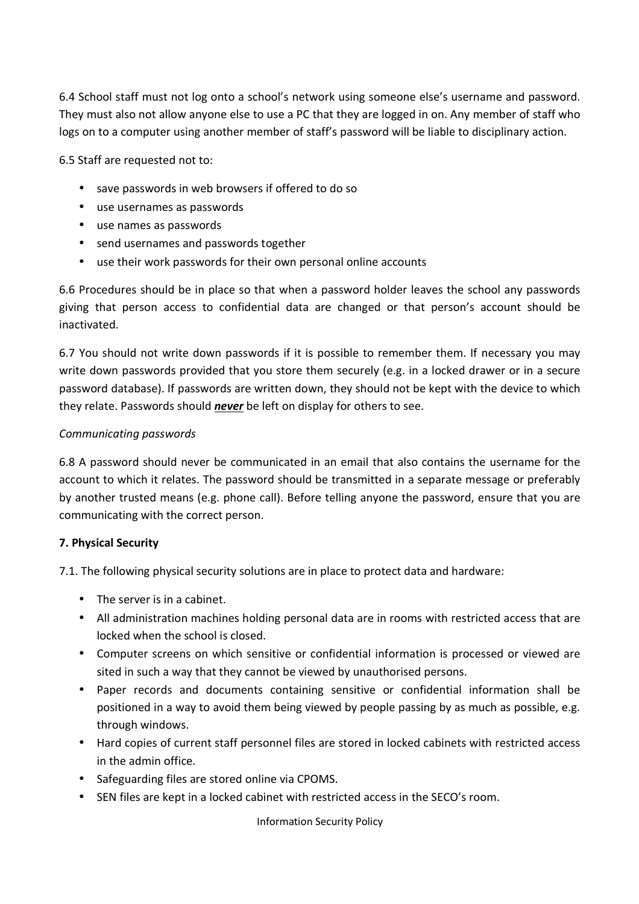6.4 School staff must not log onto a school's network using someone else's username and password. They must also not allow anyone else to use a PC that they are logged in on. Any member of staff who logs on to a computer using another member of staff's password will be liable to disciplinary action.

6.5 Staff are requested not to:

- save passwords in web browsers if offered to do so
- use usernames as passwords
- use names as passwords
- send usernames and passwords together
- use their work passwords for their own personal online accounts

6.6 Procedures should be in place so that when a password holder leaves the school any passwords giving that person access to confidential data are changed or that person's account should be inactivated.

6.7 You should not write down passwords if it is possible to remember them. If necessary you may write down passwords provided that you store them securely (e.g. in a locked drawer or in a secure password database). If passwords are written down, they should not be kept with the device to which they relate. Passwords should ***never*** be left on display for others to see.

*Communicating passwords*

6.8 A password should never be communicated in an email that also contains the username for the account to which it relates. The password should be transmitted in a separate message or preferably by another trusted means (e.g. phone call). Before telling anyone the password, ensure that you are communicating with the correct person.

**7. Physical Security**

7.1. The following physical security solutions are in place to protect data and hardware:

- The server is in a cabinet.
- All administration machines holding personal data are in rooms with restricted access that are locked when the school is closed.
- Computer screens on which sensitive or confidential information is processed or viewed are sited in such a way that they cannot be viewed by unauthorised persons.
- Paper records and documents containing sensitive or confidential information shall be positioned in a way to avoid them being viewed by people passing by as much as possible, e.g. through windows.
- Hard copies of current staff personnel files are stored in locked cabinets with restricted access in the admin office.
- Safeguarding files are stored online via CPOMS.
- SEN files are kept in a locked cabinet with restricted access in the SECO's room.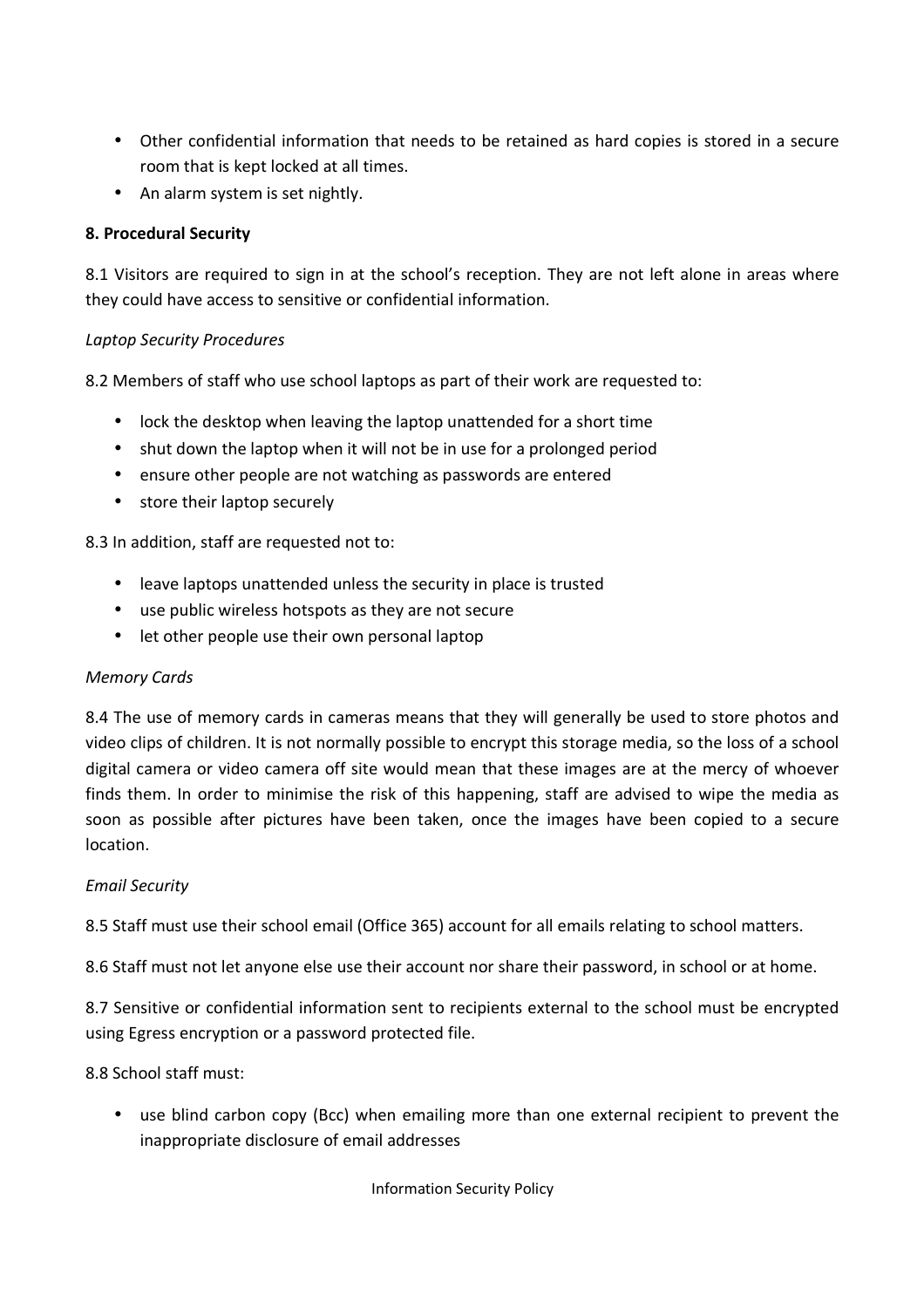- Other confidential information that needs to be retained as hard copies is stored in a secure room that is kept locked at all times.
- An alarm system is set nightly.

**8. Procedural Security**

8.1 Visitors are required to sign in at the school's reception. They are not left alone in areas where they could have access to sensitive or confidential information.

*Laptop Security Procedures*

8.2 Members of staff who use school laptops as part of their work are requested to:

- lock the desktop when leaving the laptop unattended for a short time
- shut down the laptop when it will not be in use for a prolonged period
- ensure other people are not watching as passwords are entered
- store their laptop securely

8.3 In addition, staff are requested not to:

- leave laptops unattended unless the security in place is trusted
- use public wireless hotspots as they are not secure
- let other people use their own personal laptop

*Memory Cards*

8.4 The use of memory cards in cameras means that they will generally be used to store photos and video clips of children. It is not normally possible to encrypt this storage media, so the loss of a school digital camera or video camera off site would mean that these images are at the mercy of whoever finds them. In order to minimise the risk of this happening, staff are advised to wipe the media as soon as possible after pictures have been taken, once the images have been copied to a secure location.

*Email Security*

8.5 Staff must use their school email (Office 365) account for all emails relating to school matters.

8.6 Staff must not let anyone else use their account nor share their password, in school or at home.

8.7 Sensitive or confidential information sent to recipients external to the school must be encrypted using Egress encryption or a password protected file.

8.8 School staff must:

- use blind carbon copy (Bcc) when emailing more than one external recipient to prevent the inappropriate disclosure of email addresses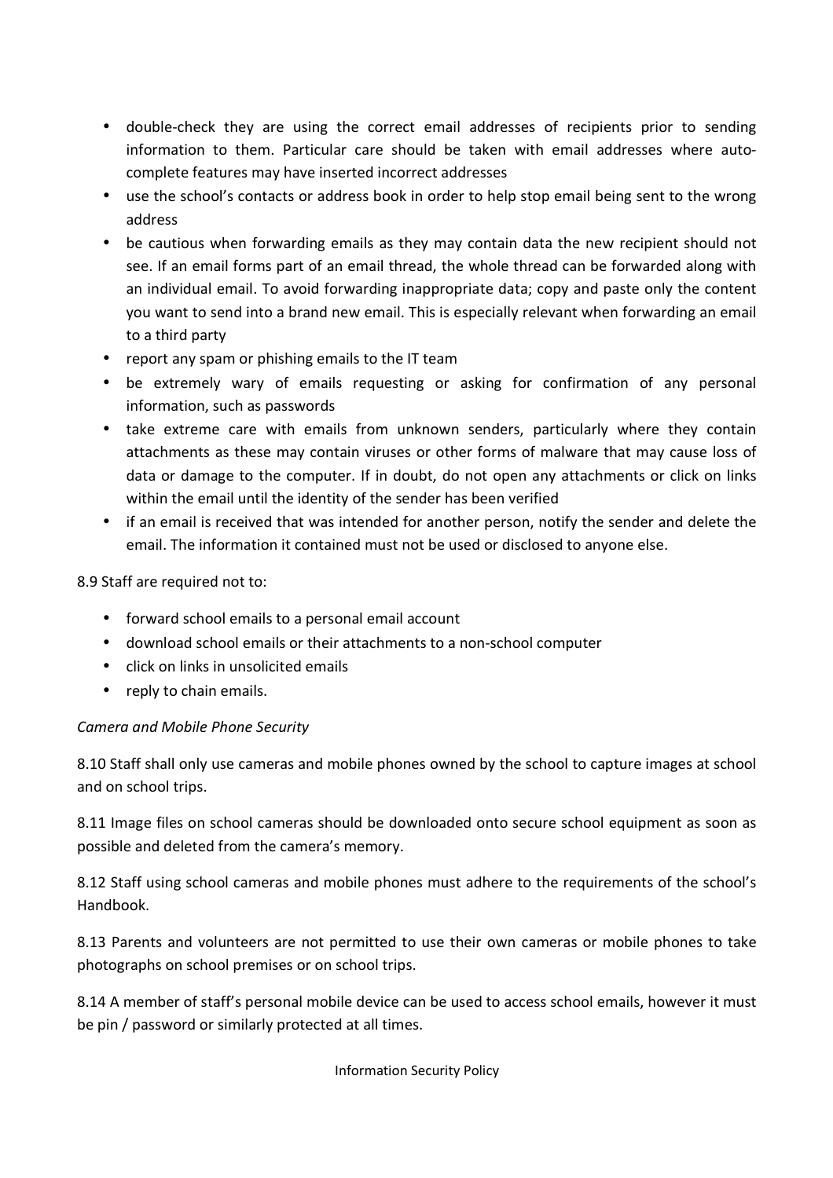- double-check they are using the correct email addresses of recipients prior to sending information to them. Particular care should be taken with email addresses where auto-complete features may have inserted incorrect addresses
- use the school's contacts or address book in order to help stop email being sent to the wrong address
- be cautious when forwarding emails as they may contain data the new recipient should not see. If an email forms part of an email thread, the whole thread can be forwarded along with an individual email. To avoid forwarding inappropriate data; copy and paste only the content you want to send into a brand new email. This is especially relevant when forwarding an email to a third party
- report any spam or phishing emails to the IT team
- be extremely wary of emails requesting or asking for confirmation of any personal information, such as passwords
- take extreme care with emails from unknown senders, particularly where they contain attachments as these may contain viruses or other forms of malware that may cause loss of data or damage to the computer. If in doubt, do not open any attachments or click on links within the email until the identity of the sender has been verified
- if an email is received that was intended for another person, notify the sender and delete the email. The information it contained must not be used or disclosed to anyone else.

8.9 Staff are required not to:

- forward school emails to a personal email account
- download school emails or their attachments to a non-school computer
- click on links in unsolicited emails
- reply to chain emails.

*Camera and Mobile Phone Security*

8.10 Staff shall only use cameras and mobile phones owned by the school to capture images at school and on school trips.

8.11 Image files on school cameras should be downloaded onto secure school equipment as soon as possible and deleted from the camera's memory.

8.12 Staff using school cameras and mobile phones must adhere to the requirements of the school's Handbook.

8.13 Parents and volunteers are not permitted to use their own cameras or mobile phones to take photographs on school premises or on school trips.

8.14 A member of staff's personal mobile device can be used to access school emails, however it must be pin / password or similarly protected at all times.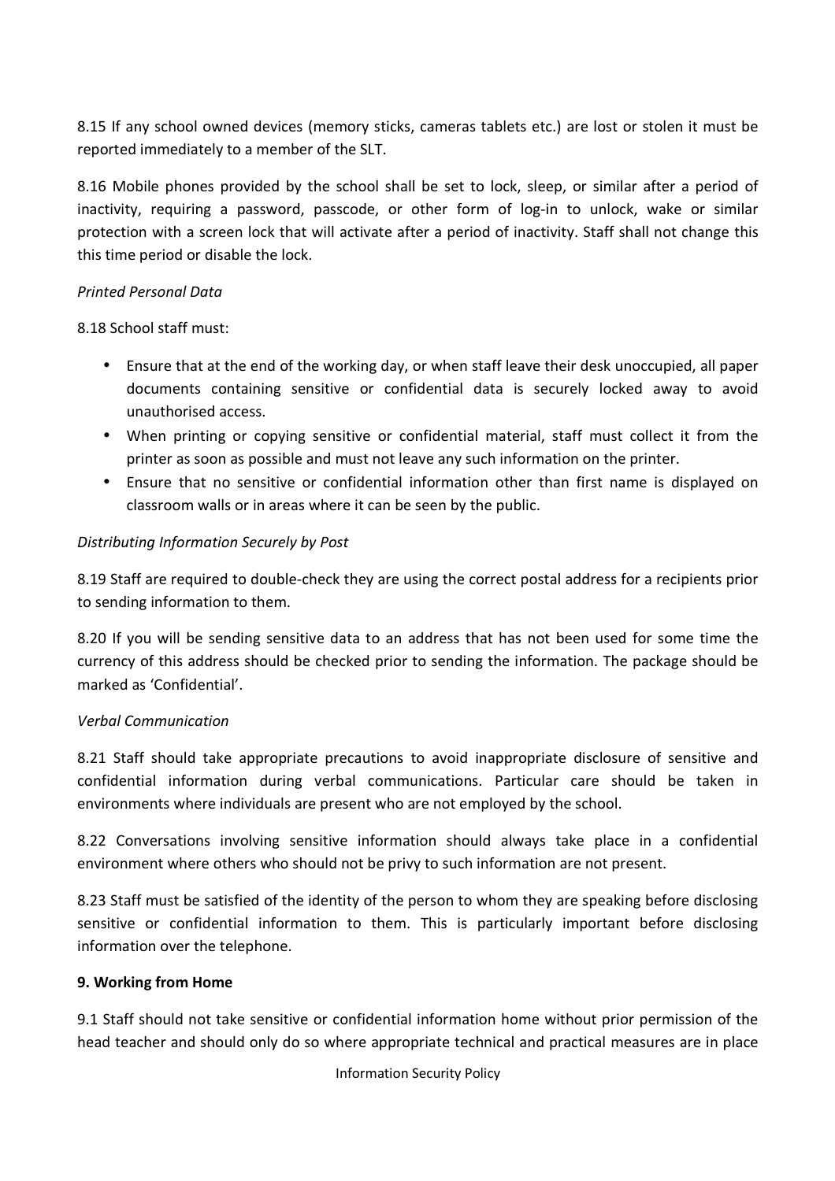8.15 If any school owned devices (memory sticks, cameras tablets etc.) are lost or stolen it must be reported immediately to a member of the SLT.

8.16 Mobile phones provided by the school shall be set to lock, sleep, or similar after a period of inactivity, requiring a password, passcode, or other form of log-in to unlock, wake or similar protection with a screen lock that will activate after a period of inactivity. Staff shall not change this this time period or disable the lock.

*Printed Personal Data*

8.18 School staff must:

- Ensure that at the end of the working day, or when staff leave their desk unoccupied, all paper documents containing sensitive or confidential data is securely locked away to avoid unauthorised access.
- When printing or copying sensitive or confidential material, staff must collect it from the printer as soon as possible and must not leave any such information on the printer.
- Ensure that no sensitive or confidential information other than first name is displayed on classroom walls or in areas where it can be seen by the public.

*Distributing Information Securely by Post*

8.19 Staff are required to double-check they are using the correct postal address for a recipients prior to sending information to them.

8.20 If you will be sending sensitive data to an address that has not been used for some time the currency of this address should be checked prior to sending the information. The package should be marked as 'Confidential'.

*Verbal Communication*

8.21 Staff should take appropriate precautions to avoid inappropriate disclosure of sensitive and confidential information during verbal communications. Particular care should be taken in environments where individuals are present who are not employed by the school.

8.22 Conversations involving sensitive information should always take place in a confidential environment where others who should not be privy to such information are not present.

8.23 Staff must be satisfied of the identity of the person to whom they are speaking before disclosing sensitive or confidential information to them. This is particularly important before disclosing information over the telephone.

**9. Working from Home**

9.1 Staff should not take sensitive or confidential information home without prior permission of the head teacher and should only do so where appropriate technical and practical measures are in place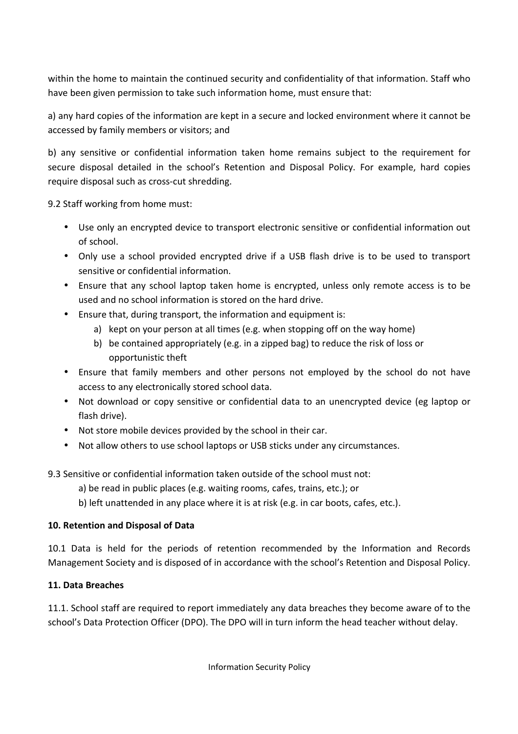within the home to maintain the continued security and confidentiality of that information. Staff who have been given permission to take such information home, must ensure that:

a) any hard copies of the information are kept in a secure and locked environment where it cannot be accessed by family members or visitors; and

b) any sensitive or confidential information taken home remains subject to the requirement for secure disposal detailed in the school's Retention and Disposal Policy. For example, hard copies require disposal such as cross-cut shredding.

9.2 Staff working from home must:

- Use only an encrypted device to transport electronic sensitive or confidential information out of school.
- Only use a school provided encrypted drive if a USB flash drive is to be used to transport sensitive or confidential information.
- Ensure that any school laptop taken home is encrypted, unless only remote access is to be used and no school information is stored on the hard drive.
- Ensure that, during transport, the information and equipment is:
    a) kept on your person at all times (e.g. when stopping off on the way home)
    b) be contained appropriately (e.g. in a zipped bag) to reduce the risk of loss or opportunistic theft
- Ensure that family members and other persons not employed by the school do not have access to any electronically stored school data.
- Not download or copy sensitive or confidential data to an unencrypted device (eg laptop or flash drive).
- Not store mobile devices provided by the school in their car.
- Not allow others to use school laptops or USB sticks under any circumstances.

9.3 Sensitive or confidential information taken outside of the school must not:

a) be read in public places (e.g. waiting rooms, cafes, trains, etc.); or

b) left unattended in any place where it is at risk (e.g. in car boots, cafes, etc.).

**10. Retention and Disposal of Data**

10.1 Data is held for the periods of retention recommended by the Information and Records Management Society and is disposed of in accordance with the school's Retention and Disposal Policy.

**11. Data Breaches**

11.1. School staff are required to report immediately any data breaches they become aware of to the school's Data Protection Officer (DPO). The DPO will in turn inform the head teacher without delay.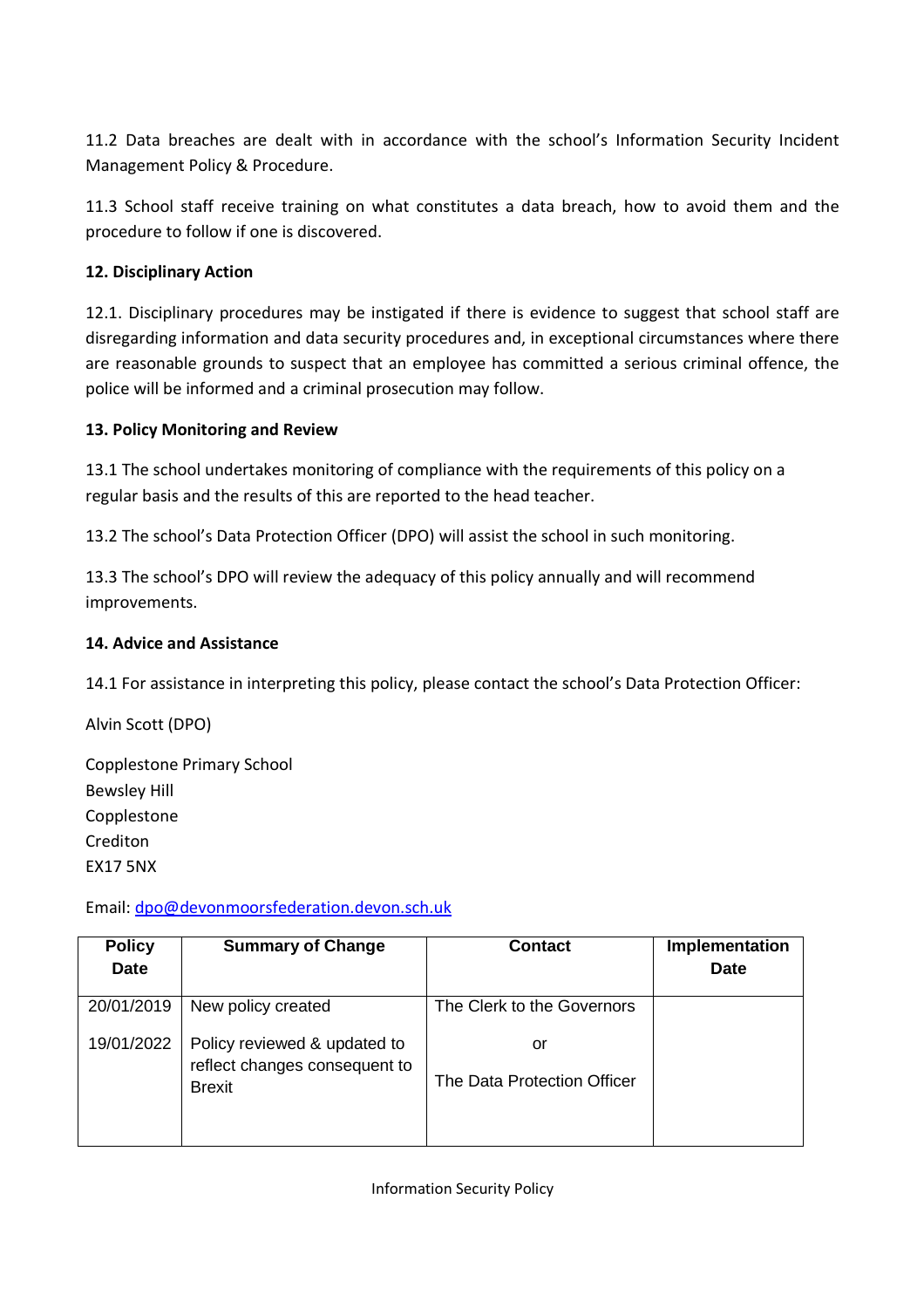11.2 Data breaches are dealt with in accordance with the school's Information Security Incident Management Policy & Procedure.

11.3 School staff receive training on what constitutes a data breach, how to avoid them and the procedure to follow if one is discovered.

**12. Disciplinary Action**

12.1. Disciplinary procedures may be instigated if there is evidence to suggest that school staff are disregarding information and data security procedures and, in exceptional circumstances where there are reasonable grounds to suspect that an employee has committed a serious criminal offence, the police will be informed and a criminal prosecution may follow.

**13. Policy Monitoring and Review**

13.1 The school undertakes monitoring of compliance with the requirements of this policy on a regular basis and the results of this are reported to the head teacher.

13.2 The school's Data Protection Officer (DPO) will assist the school in such monitoring.

13.3 The school's DPO will review the adequacy of this policy annually and will recommend improvements.

**14. Advice and Assistance**

14.1 For assistance in interpreting this policy, please contact the school's Data Protection Officer:

Alvin Scott (DPO)

Copplestone Primary School
Bewsley Hill
Copplestone
Crediton
EX17 5NX

Email: dpo@devonmoorsfederation.devon.sch.uk

| Policy Date | Summary of Change | Contact | Implementation Date |
|---|---|---|---|
| 20/01/2019 | New policy created | The Clerk to the Governors | |
| 19/01/2022 | Policy reviewed & updated to reflect changes consequent to Brexit | or<br>The Data Protection Officer | |